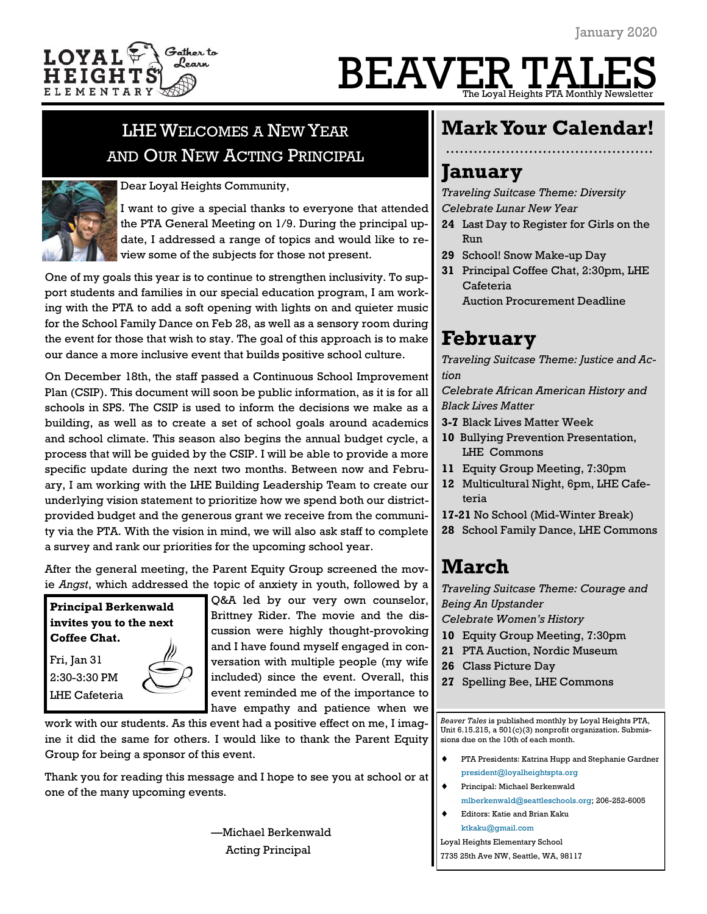January 2020

LOYAL HEIGHTS ELEMENTARY — Gather to Learn

# BEAVER TALES

The Loyal Heights PTA Monthly Newsletter

## LHE Welcomes a New Year and Our New Acting Principal

Dear Loyal Heights Community,

I want to give a special thanks to everyone that attended the PTA General Meeting on 1/9. During the principal update, I addressed a range of topics and would like to review some of the subjects for those not present.

One of my goals this year is to continue to strengthen inclusivity. To support students and families in our special education program, I am working with the PTA to add a soft opening with lights on and quieter music for the School Family Dance on Feb 28, as well as a sensory room during the event for those that wish to stay. The goal of this approach is to make our dance a more inclusive event that builds positive school culture.

On December 18th, the staff passed a Continuous School Improvement Plan (CSIP). This document will soon be public information, as it is for all schools in SPS. The CSIP is used to inform the decisions we make as a building, as well as to create a set of school goals around academics and school climate. This season also begins the annual budget cycle, a process that will be guided by the CSIP. I will be able to provide a more specific update during the next two months. Between now and February, I am working with the LHE Building Leadership Team to create our underlying vision statement to prioritize how we spend both our district-provided budget and the generous grant we receive from the community via the PTA. With the vision in mind, we will also ask staff to complete a survey and rank our priorities for the upcoming school year.

After the general meeting, the Parent Equity Group screened the movie *Angst*, which addressed the topic of anxiety in youth, followed by a Q&A led by our very own counselor, Brittney Rider. The movie and the discussion were highly thought-provoking and I have found myself engaged in conversation with multiple people (my wife included) since the event. Overall, this event reminded me of the importance to have empathy and patience when we work with our students. As this event had a positive effect on me, I imagine it did the same for others. I would like to thank the Parent Equity Group for being a sponsor of this event.

Thank you for reading this message and I hope to see you at school or at one of the many upcoming events.

—Michael Berkenwald
Acting Principal

**Principal Berkenwald invites you to the next Coffee Chat.**

Fri, Jan 31
2:30-3:30 PM
LHE Cafeteria

## Mark Your Calendar!

### January

*Traveling Suitcase Theme: Diversity*
*Celebrate Lunar New Year*

- **24** Last Day to Register for Girls on the Run
- **29** School! Snow Make-up Day
- **31** Principal Coffee Chat, 2:30pm, LHE Cafeteria
  Auction Procurement Deadline

### February

*Traveling Suitcase Theme: Justice and Action*
*Celebrate African American History and Black Lives Matter*

- **3-7** Black Lives Matter Week
- **10** Bullying Prevention Presentation, LHE Commons
- **11** Equity Group Meeting, 7:30pm
- **12** Multicultural Night, 6pm, LHE Cafeteria
- **17-21** No School (Mid-Winter Break)
- **28** School Family Dance, LHE Commons

### March

*Traveling Suitcase Theme: Courage and Being An Upstander*
*Celebrate Women's History*

- **10** Equity Group Meeting, 7:30pm
- **21** PTA Auction, Nordic Museum
- **26** Class Picture Day
- **27** Spelling Bee, LHE Commons

*Beaver Tales* is published monthly by Loyal Heights PTA, Unit 6.15.215, a 501(c)(3) nonprofit organization. Submissions due on the 10th of each month.

- PTA Presidents: Katrina Hupp and Stephanie Gardner
  president@loyalheightspta.org
- Principal: Michael Berkenwald
  mlberkenwald@seattleschools.org; 206-252-6005
- Editors: Katie and Brian Kaku
  ktkaku@gmail.com

Loyal Heights Elementary School
7735 25th Ave NW, Seattle, WA, 98117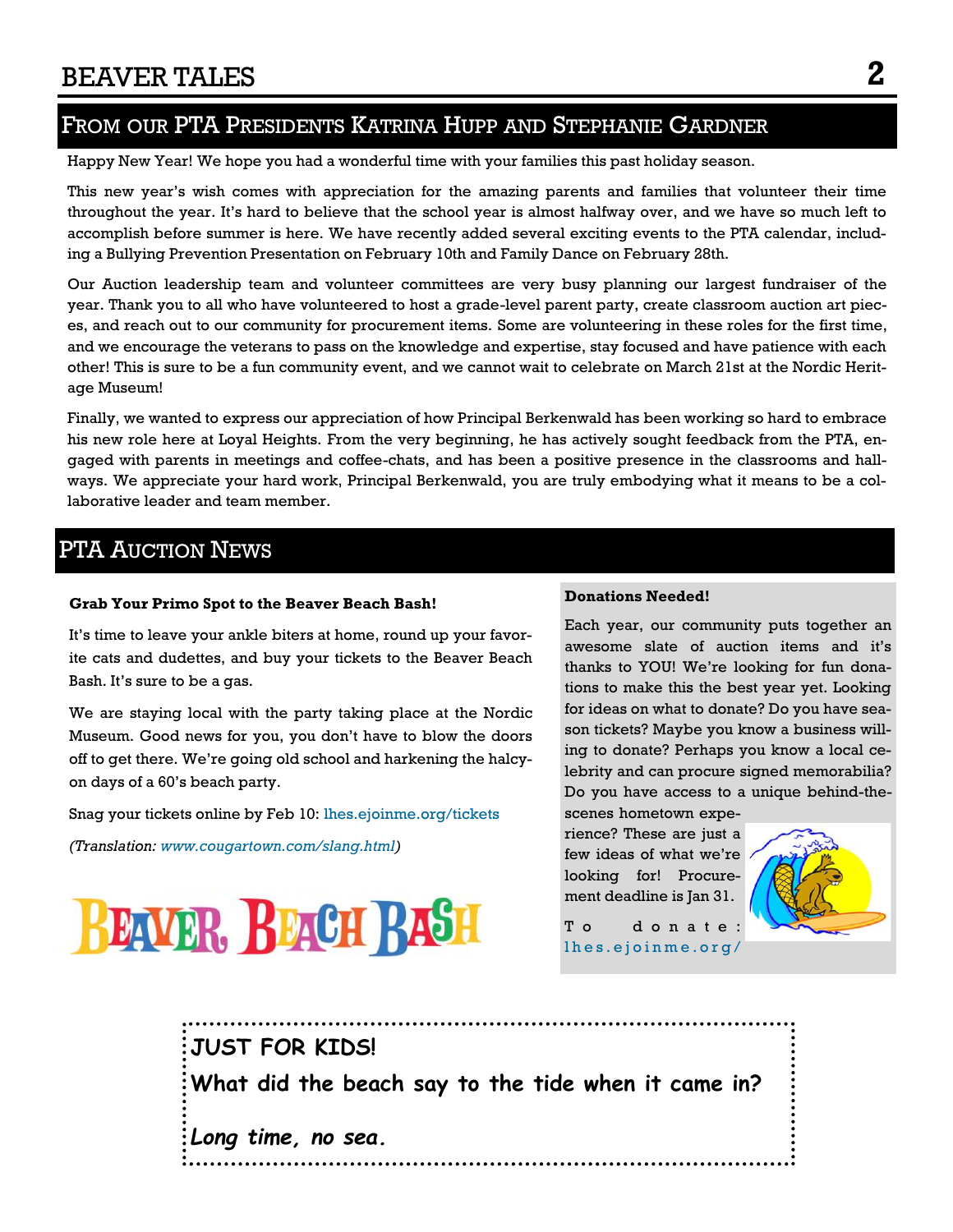## From our PTA Presidents Katrina Hupp and Stephanie Gardner

Happy New Year! We hope you had a wonderful time with your families this past holiday season.

This new year's wish comes with appreciation for the amazing parents and families that volunteer their time throughout the year. It's hard to believe that the school year is almost halfway over, and we have so much left to accomplish before summer is here. We have recently added several exciting events to the PTA calendar, including a Bullying Prevention Presentation on February 10th and Family Dance on February 28th.

Our Auction leadership team and volunteer committees are very busy planning our largest fundraiser of the year. Thank you to all who have volunteered to host a grade-level parent party, create classroom auction art pieces, and reach out to our community for procurement items. Some are volunteering in these roles for the first time, and we encourage the veterans to pass on the knowledge and expertise, stay focused and have patience with each other! This is sure to be a fun community event, and we cannot wait to celebrate on March 21st at the Nordic Heritage Museum!

Finally, we wanted to express our appreciation of how Principal Berkenwald has been working so hard to embrace his new role here at Loyal Heights. From the very beginning, he has actively sought feedback from the PTA, engaged with parents in meetings and coffee-chats, and has been a positive presence in the classrooms and hallways. We appreciate your hard work, Principal Berkenwald, you are truly embodying what it means to be a collaborative leader and team member.

## PTA Auction News

**Grab Your Primo Spot to the Beaver Beach Bash!**

It's time to leave your ankle biters at home, round up your favorite cats and dudettes, and buy your tickets to the Beaver Beach Bash. It's sure to be a gas.

We are staying local with the party taking place at the Nordic Museum. Good news for you, you don't have to blow the doors off to get there. We're going old school and harkening the halcyon days of a 60's beach party.

Snag your tickets online by Feb 10: lhes.ejoinme.org/tickets

*(Translation: www.cougartown.com/slang.html)*

BEAVER BEACH BASH

**Donations Needed!**

Each year, our community puts together an awesome slate of auction items and it's thanks to YOU! We're looking for fun donations to make this the best year yet. Looking for ideas on what to donate? Do you have season tickets? Maybe you know a business willing to donate? Perhaps you know a local celebrity and can procure signed memorabilia? Do you have access to a unique behind-the-scenes hometown experience? These are just a few ideas of what we're looking for! Procurement deadline is Jan 31.

To donate: lhes.ejoinme.org/

**JUST FOR KIDS!**

**What did the beach say to the tide when it came in?**

***Long time, no sea.***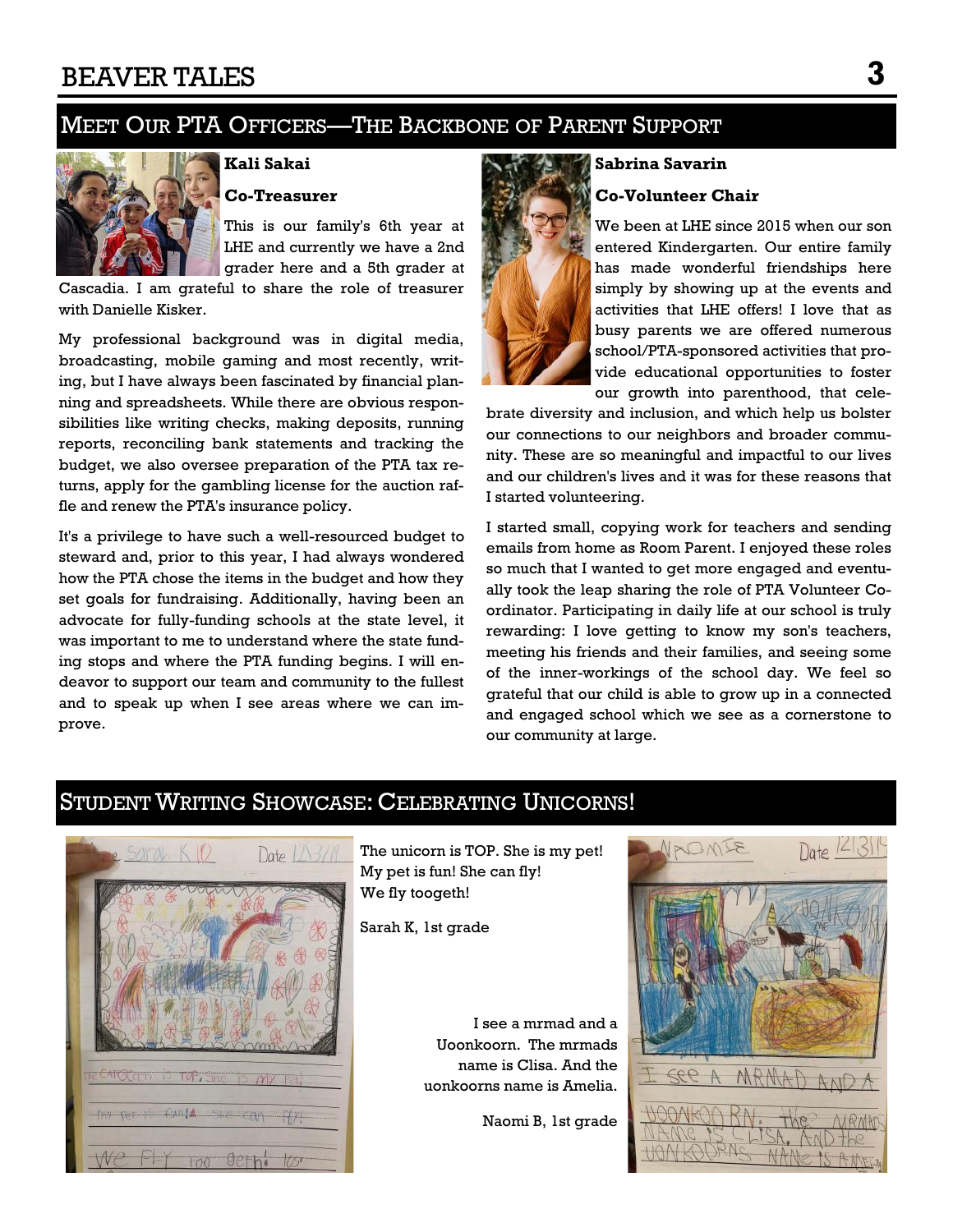## Meet Our PTA Officers—The Backbone of Parent Support

**Kali Sakai**

**Co-Treasurer**

This is our family's 6th year at LHE and currently we have a 2nd grader here and a 5th grader at Cascadia. I am grateful to share the role of treasurer with Danielle Kisker.

My professional background was in digital media, broadcasting, mobile gaming and most recently, writing, but I have always been fascinated by financial planning and spreadsheets. While there are obvious responsibilities like writing checks, making deposits, running reports, reconciling bank statements and tracking the budget, we also oversee preparation of the PTA tax returns, apply for the gambling license for the auction raffle and renew the PTA's insurance policy.

It's a privilege to have such a well-resourced budget to steward and, prior to this year, I had always wondered how the PTA chose the items in the budget and how they set goals for fundraising. Additionally, having been an advocate for fully-funding schools at the state level, it was important to me to understand where the state funding stops and where the PTA funding begins. I will endeavor to support our team and community to the fullest and to speak up when I see areas where we can improve.

**Sabrina Savarin**

**Co-Volunteer Chair**

We been at LHE since 2015 when our son entered Kindergarten. Our entire family has made wonderful friendships here simply by showing up at the events and activities that LHE offers! I love that as busy parents we are offered numerous school/PTA-sponsored activities that provide educational opportunities to foster our growth into parenthood, that celebrate diversity and inclusion, and which help us bolster our connections to our neighbors and broader community. These are so meaningful and impactful to our lives and our children's lives and it was for these reasons that I started volunteering.

I started small, copying work for teachers and sending emails from home as Room Parent. I enjoyed these roles so much that I wanted to get more engaged and eventually took the leap sharing the role of PTA Volunteer Coordinator. Participating in daily life at our school is truly rewarding: I love getting to know my son's teachers, meeting his friends and their families, and seeing some of the inner-workings of the school day. We feel so grateful that our child is able to grow up in a connected and engaged school which we see as a cornerstone to our community at large.

## Student Writing Showcase: Celebrating Unicorns!

The unicorn is TOP. She is my pet!
My pet is fun! She can fly!
We fly toogeth!

Sarah K, 1st grade

I see a mrmad and a Uoonkoorn. The mrmads name is Clisa. And the uonkoorns name is Amelia.

Naomi B, 1st grade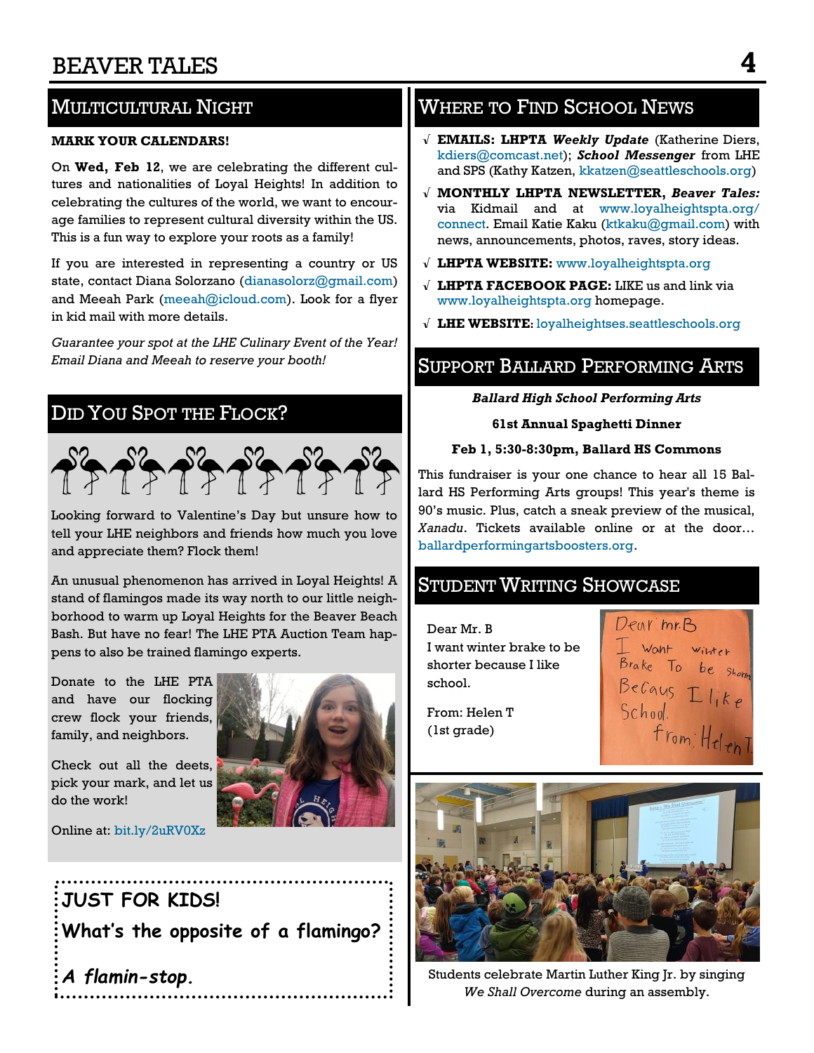## Multicultural Night

**MARK YOUR CALENDARS!**

On **Wed, Feb 12**, we are celebrating the different cultures and nationalities of Loyal Heights! In addition to celebrating the cultures of the world, we want to encourage families to represent cultural diversity within the US. This is a fun way to explore your roots as a family!

If you are interested in representing a country or US state, contact Diana Solorzano (dianasolorz@gmail.com) and Meeah Park (meeah@icloud.com). Look for a flyer in kid mail with more details.

*Guarantee your spot at the LHE Culinary Event of the Year! Email Diana and Meeah to reserve your booth!*

## Did You Spot the Flock?

Looking forward to Valentine's Day but unsure how to tell your LHE neighbors and friends how much you love and appreciate them? Flock them!

An unusual phenomenon has arrived in Loyal Heights! A stand of flamingos made its way north to our little neighborhood to warm up Loyal Heights for the Beaver Beach Bash. But have no fear! The LHE PTA Auction Team happens to also be trained flamingo experts.

Donate to the LHE PTA and have our flocking crew flock your friends, family, and neighbors.

Check out all the deets, pick your mark, and let us do the work!

Online at: bit.ly/2uRV0Xz

**JUST FOR KIDS!**

**What's the opposite of a flamingo?**

***A flamin-stop.***

## Where to Find School News

- √ **EMAILS: LHPTA *Weekly Update*** (Katherine Diers, kdiers@comcast.net); ***School Messenger*** from LHE and SPS (Kathy Katzen, kkatzen@seattleschools.org)
- √ **MONTHLY LHPTA NEWSLETTER, *Beaver Tales:*** via Kidmail and at www.loyalheightspta.org/connect. Email Katie Kaku (ktkaku@gmail.com) with news, announcements, photos, raves, story ideas.
- √ **LHPTA WEBSITE:** www.loyalheightspta.org
- √ **LHPTA FACEBOOK PAGE:** LIKE us and link via www.loyalheightspta.org homepage.
- √ **LHE WEBSITE:** loyalheightses.seattleschools.org

## Support Ballard Performing Arts

***Ballard High School Performing Arts***

**61st Annual Spaghetti Dinner**

**Feb 1, 5:30-8:30pm, Ballard HS Commons**

This fundraiser is your one chance to hear all 15 Ballard HS Performing Arts groups! This year's theme is 90's music. Plus, catch a sneak preview of the musical, *Xanadu*. Tickets available online or at the door… ballardperformingartsboosters.org.

## Student Writing Showcase

Dear Mr. B
I want winter brake to be shorter because I like school.

From: Helen T
(1st grade)

Students celebrate Martin Luther King Jr. by singing *We Shall Overcome* during an assembly.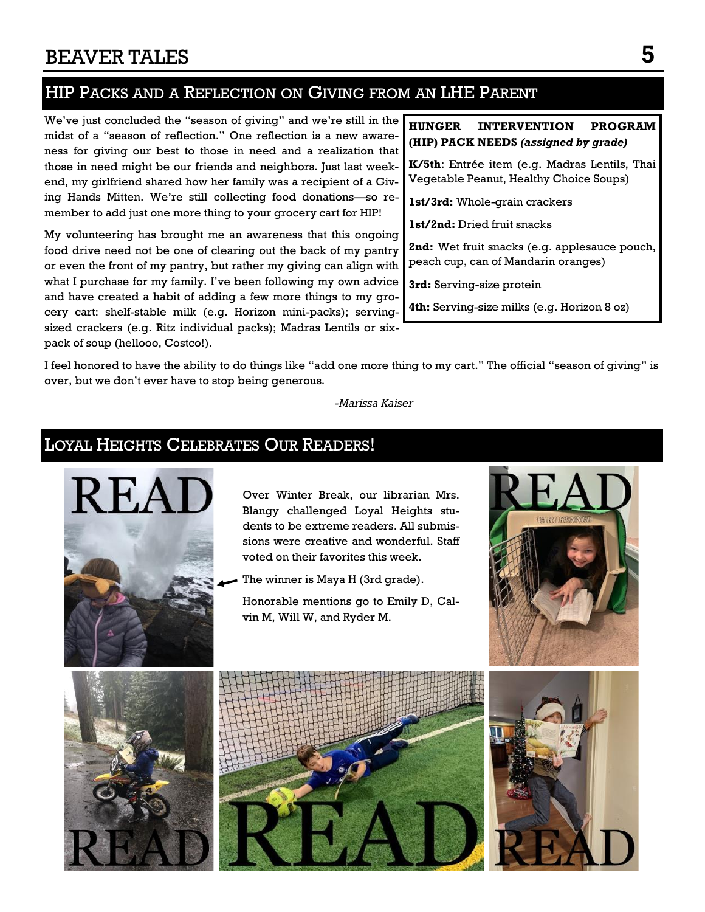## HIP Packs and a Reflection on Giving from an LHE Parent

We've just concluded the "season of giving" and we're still in the midst of a "season of reflection." One reflection is a new awareness for giving our best to those in need and a realization that those in need might be our friends and neighbors. Just last weekend, my girlfriend shared how her family was a recipient of a Giving Hands Mitten. We're still collecting food donations—so remember to add just one more thing to your grocery cart for HIP!

My volunteering has brought me an awareness that this ongoing food drive need not be one of clearing out the back of my pantry or even the front of my pantry, but rather my giving can align with what I purchase for my family. I've been following my own advice and have created a habit of adding a few more things to my grocery cart: shelf-stable milk (e.g. Horizon mini-packs); serving-sized crackers (e.g. Ritz individual packs); Madras Lentils or six-pack of soup (hellooo, Costco!).

**HUNGER INTERVENTION PROGRAM (HIP) PACK NEEDS *(assigned by grade)***

**K/5th**: Entrée item (e.g. Madras Lentils, Thai Vegetable Peanut, Healthy Choice Soups)

**1st/3rd:** Whole-grain crackers

**1st/2nd:** Dried fruit snacks

**2nd:** Wet fruit snacks (e.g. applesauce pouch, peach cup, can of Mandarin oranges)

**3rd:** Serving-size protein

**4th:** Serving-size milks (e.g. Horizon 8 oz)

I feel honored to have the ability to do things like "add one more thing to my cart." The official "season of giving" is over, but we don't ever have to stop being generous.

*-Marissa Kaiser*

## Loyal Heights Celebrates Our Readers!

Over Winter Break, our librarian Mrs. Blangy challenged Loyal Heights students to be extreme readers. All submissions were creative and wonderful. Staff voted on their favorites this week.

The winner is Maya H (3rd grade).

Honorable mentions go to Emily D, Calvin M, Will W, and Ryder M.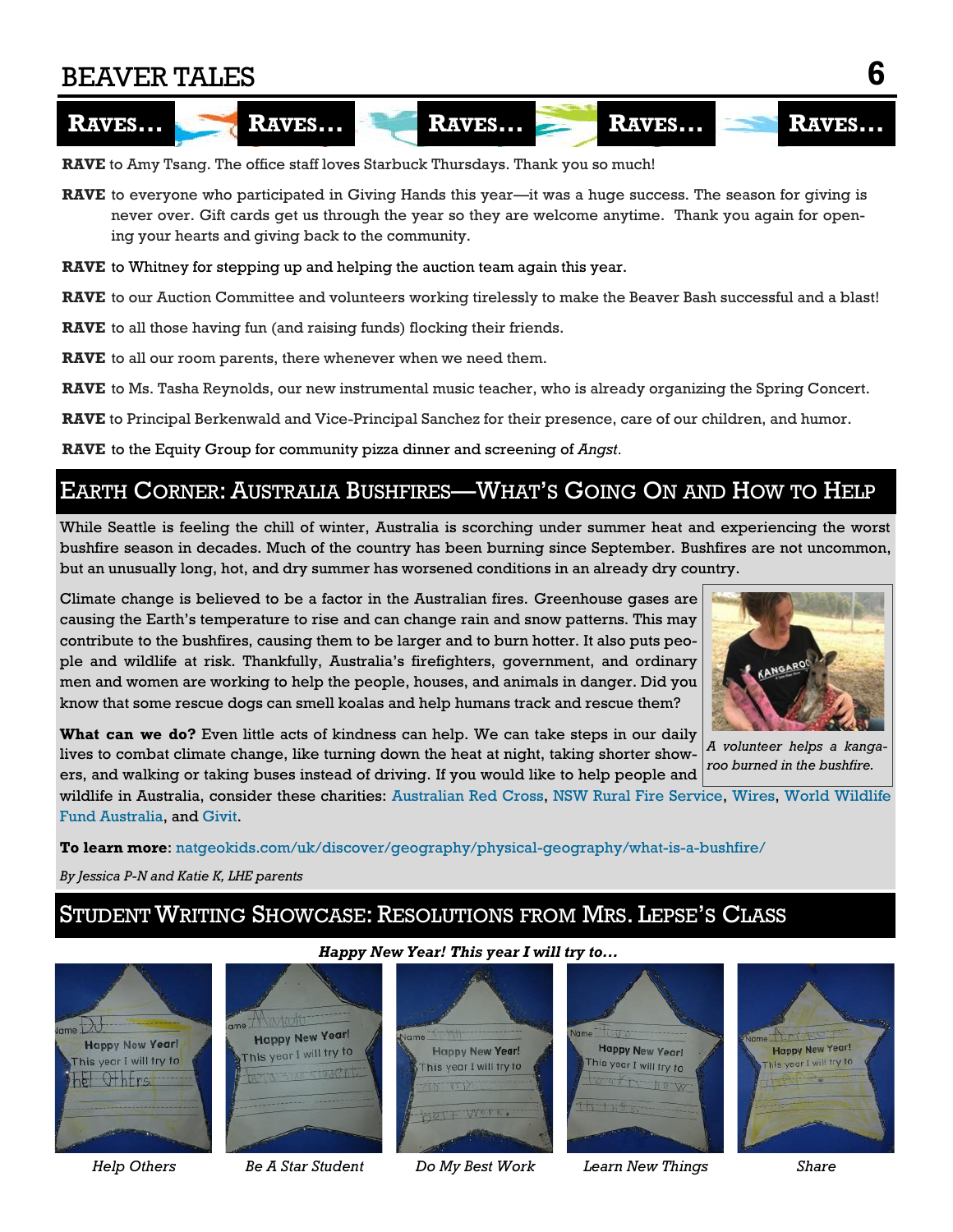# BEAVER TALES

## RAVES... RAVES... RAVES... RAVES... RAVES...

**RAVE** to Amy Tsang. The office staff loves Starbuck Thursdays. Thank you so much!

**RAVE** to everyone who participated in Giving Hands this year—it was a huge success. The season for giving is never over. Gift cards get us through the year so they are welcome anytime. Thank you again for opening your hearts and giving back to the community.

**RAVE** to Whitney for stepping up and helping the auction team again this year.

**RAVE** to our Auction Committee and volunteers working tirelessly to make the Beaver Bash successful and a blast!

**RAVE** to all those having fun (and raising funds) flocking their friends.

**RAVE** to all our room parents, there whenever when we need them.

**RAVE** to Ms. Tasha Reynolds, our new instrumental music teacher, who is already organizing the Spring Concert.

**RAVE** to Principal Berkenwald and Vice-Principal Sanchez for their presence, care of our children, and humor.

**RAVE** to the Equity Group for community pizza dinner and screening of *Angst*.

## Earth Corner: Australia Bushfires—What's Going On and How to Help

While Seattle is feeling the chill of winter, Australia is scorching under summer heat and experiencing the worst bushfire season in decades. Much of the country has been burning since September. Bushfires are not uncommon, but an unusually long, hot, and dry summer has worsened conditions in an already dry country.

Climate change is believed to be a factor in the Australian fires. Greenhouse gases are causing the Earth's temperature to rise and can change rain and snow patterns. This may contribute to the bushfires, causing them to be larger and to burn hotter. It also puts people and wildlife at risk. Thankfully, Australia's firefighters, government, and ordinary men and women are working to help the people, houses, and animals in danger. Did you know that some rescue dogs can smell koalas and help humans track and rescue them?

*A volunteer helps a kangaroo burned in the bushfire.*

**What can we do?** Even little acts of kindness can help. We can take steps in our daily lives to combat climate change, like turning down the heat at night, taking shorter showers, and walking or taking buses instead of driving. If you would like to help people and wildlife in Australia, consider these charities: Australian Red Cross, NSW Rural Fire Service, Wires, World Wildlife Fund Australia, and Givit.

**To learn more**: natgeokids.com/uk/discover/geography/physical-geography/what-is-a-bushfire/

*By Jessica P-N and Katie K, LHE parents*

## Student Writing Showcase: Resolutions from Mrs. Lepse's Class

***Happy New Year! This year I will try to...***

*Help Others* *Be A Star Student* *Do My Best Work* *Learn New Things* *Share*